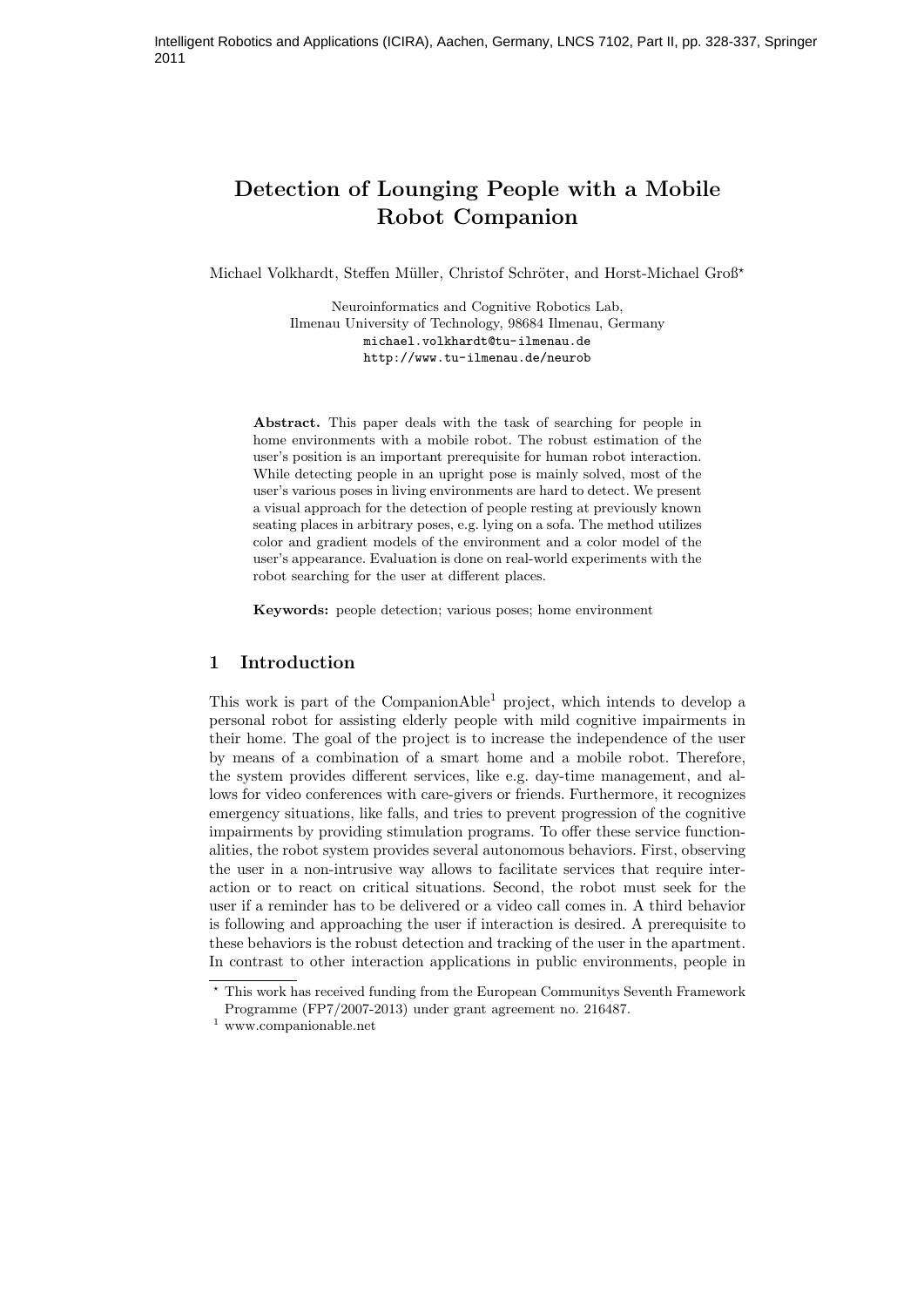Intelligent Robotics and Applications (ICIRA), Aachen, Germany, LNCS 7102, Part II, pp. 328-337, Springer 2011

# Detection of Lounging People with a Mobile Robot Companion

Michael Volkhardt, Steffen Müller, Christof Schröter, and Horst-Michael Groß*

Neuroinformatics and Cognitive Robotics Lab,
Ilmenau University of Technology, 98684 Ilmenau, Germany
michael.volkhardt@tu-ilmenau.de
http://www.tu-ilmenau.de/neurob

**Abstract.** This paper deals with the task of searching for people in home environments with a mobile robot. The robust estimation of the user's position is an important prerequisite for human robot interaction. While detecting people in an upright pose is mainly solved, most of the user's various poses in living environments are hard to detect. We present a visual approach for the detection of people resting at previously known seating places in arbitrary poses, e.g. lying on a sofa. The method utilizes color and gradient models of the environment and a color model of the user's appearance. Evaluation is done on real-world experiments with the robot searching for the user at different places.

**Keywords:** people detection; various poses; home environment

## 1 Introduction

This work is part of the CompanionAble[1] project, which intends to develop a personal robot for assisting elderly people with mild cognitive impairments in their home. The goal of the project is to increase the independence of the user by means of a combination of a smart home and a mobile robot. Therefore, the system provides different services, like e.g. day-time management, and allows for video conferences with care-givers or friends. Furthermore, it recognizes emergency situations, like falls, and tries to prevent progression of the cognitive impairments by providing stimulation programs. To offer these service functionalities, the robot system provides several autonomous behaviors. First, observing the user in a non-intrusive way allows to facilitate services that require interaction or to react on critical situations. Second, the robot must seek for the user if a reminder has to be delivered or a video call comes in. A third behavior is following and approaching the user if interaction is desired. A prerequisite to these behaviors is the robust detection and tracking of the user in the apartment. In contrast to other interaction applications in public environments, people in

* This work has received funding from the European Communitys Seventh Framework Programme (FP7/2007-2013) under grant agreement no. 216487.

[1] www.companionable.net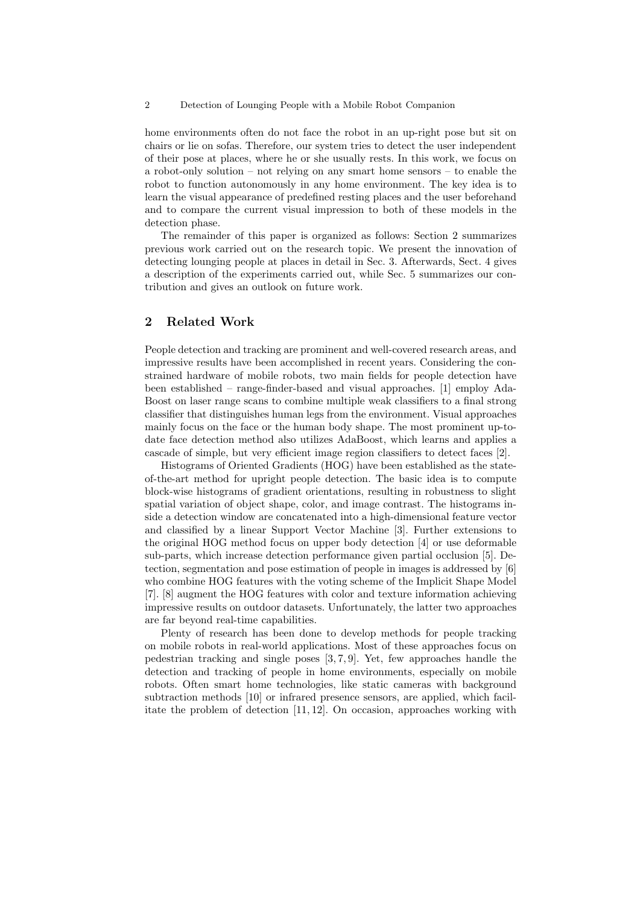home environments often do not face the robot in an up-right pose but sit on chairs or lie on sofas. Therefore, our system tries to detect the user independent of their pose at places, where he or she usually rests. In this work, we focus on a robot-only solution – not relying on any smart home sensors – to enable the robot to function autonomously in any home environment. The key idea is to learn the visual appearance of predefined resting places and the user beforehand and to compare the current visual impression to both of these models in the detection phase.

The remainder of this paper is organized as follows: Section 2 summarizes previous work carried out on the research topic. We present the innovation of detecting lounging people at places in detail in Sec. 3. Afterwards, Sect. 4 gives a description of the experiments carried out, while Sec. 5 summarizes our contribution and gives an outlook on future work.

## 2 Related Work

People detection and tracking are prominent and well-covered research areas, and impressive results have been accomplished in recent years. Considering the constrained hardware of mobile robots, two main fields for people detection have been established – range-finder-based and visual approaches. [1] employ AdaBoost on laser range scans to combine multiple weak classifiers to a final strong classifier that distinguishes human legs from the environment. Visual approaches mainly focus on the face or the human body shape. The most prominent up-to-date face detection method also utilizes AdaBoost, which learns and applies a cascade of simple, but very efficient image region classifiers to detect faces [2].

Histograms of Oriented Gradients (HOG) have been established as the state-of-the-art method for upright people detection. The basic idea is to compute block-wise histograms of gradient orientations, resulting in robustness to slight spatial variation of object shape, color, and image contrast. The histograms inside a detection window are concatenated into a high-dimensional feature vector and classified by a linear Support Vector Machine [3]. Further extensions to the original HOG method focus on upper body detection [4] or use deformable sub-parts, which increase detection performance given partial occlusion [5]. Detection, segmentation and pose estimation of people in images is addressed by [6] who combine HOG features with the voting scheme of the Implicit Shape Model [7]. [8] augment the HOG features with color and texture information achieving impressive results on outdoor datasets. Unfortunately, the latter two approaches are far beyond real-time capabilities.

Plenty of research has been done to develop methods for people tracking on mobile robots in real-world applications. Most of these approaches focus on pedestrian tracking and single poses [3, 7, 9]. Yet, few approaches handle the detection and tracking of people in home environments, especially on mobile robots. Often smart home technologies, like static cameras with background subtraction methods [10] or infrared presence sensors, are applied, which facilitate the problem of detection [11, 12]. On occasion, approaches working with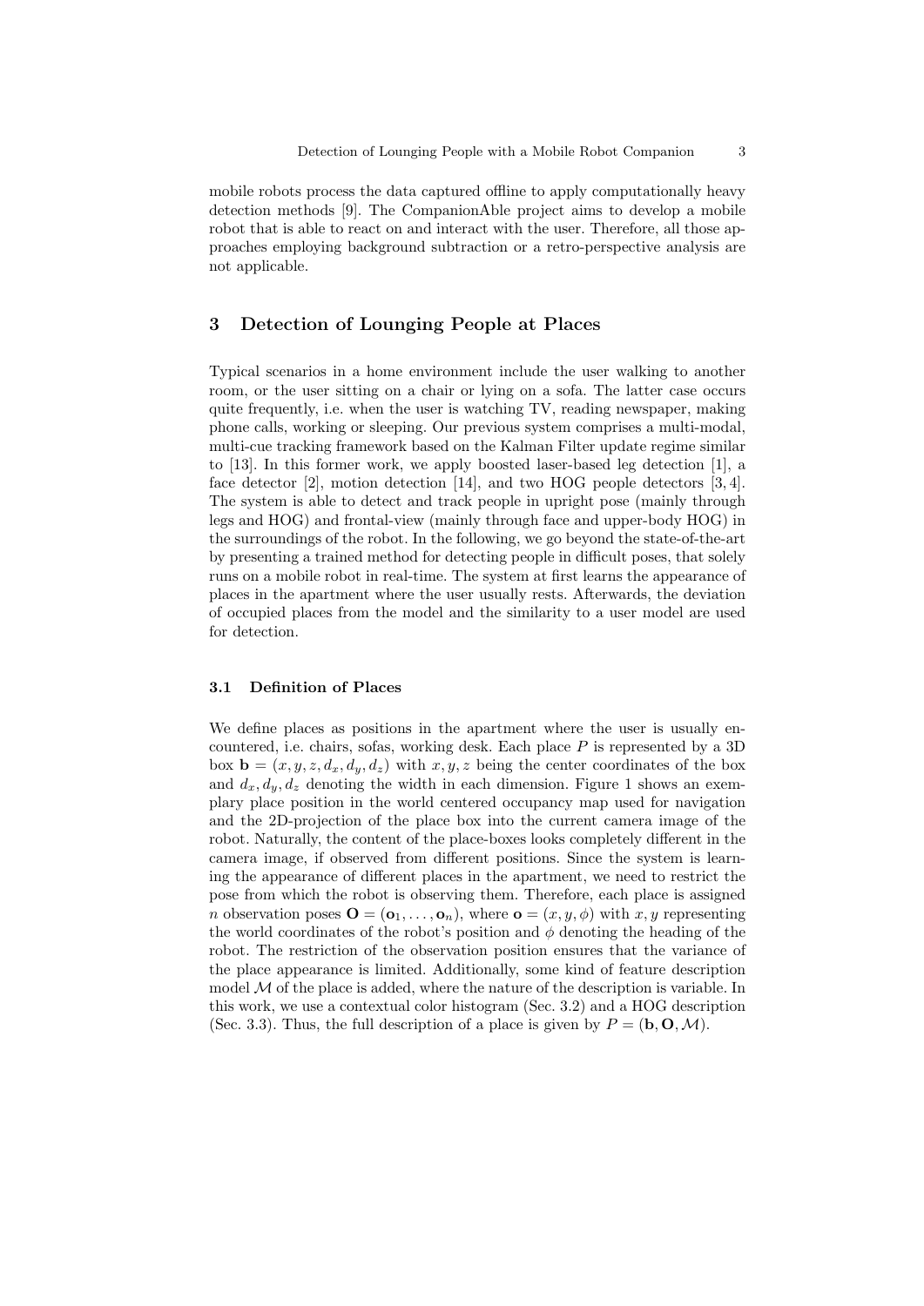mobile robots process the data captured offline to apply computationally heavy detection methods [9]. The CompanionAble project aims to develop a mobile robot that is able to react on and interact with the user. Therefore, all those approaches employing background subtraction or a retro-perspective analysis are not applicable.

## 3 Detection of Lounging People at Places

Typical scenarios in a home environment include the user walking to another room, or the user sitting on a chair or lying on a sofa. The latter case occurs quite frequently, i.e. when the user is watching TV, reading newspaper, making phone calls, working or sleeping. Our previous system comprises a multi-modal, multi-cue tracking framework based on the Kalman Filter update regime similar to [13]. In this former work, we apply boosted laser-based leg detection [1], a face detector [2], motion detection [14], and two HOG people detectors [3, 4]. The system is able to detect and track people in upright pose (mainly through legs and HOG) and frontal-view (mainly through face and upper-body HOG) in the surroundings of the robot. In the following, we go beyond the state-of-the-art by presenting a trained method for detecting people in difficult poses, that solely runs on a mobile robot in real-time. The system at first learns the appearance of places in the apartment where the user usually rests. Afterwards, the deviation of occupied places from the model and the similarity to a user model are used for detection.

### 3.1 Definition of Places

We define places as positions in the apartment where the user is usually encountered, i.e. chairs, sofas, working desk. Each place $P$ is represented by a 3D box $\mathbf{b} = (x, y, z, d_x, d_y, d_z)$ with $x, y, z$ being the center coordinates of the box and $d_x, d_y, d_z$ denoting the width in each dimension. Figure 1 shows an exemplary place position in the world centered occupancy map used for navigation and the 2D-projection of the place box into the current camera image of the robot. Naturally, the content of the place-boxes looks completely different in the camera image, if observed from different positions. Since the system is learning the appearance of different places in the apartment, we need to restrict the pose from which the robot is observing them. Therefore, each place is assigned $n$ observation poses $\mathbf{O} = (\mathbf{o}_1, \ldots, \mathbf{o}_n)$, where $\mathbf{o} = (x, y, \phi)$ with $x, y$ representing the world coordinates of the robot's position and $\phi$ denoting the heading of the robot. The restriction of the observation position ensures that the variance of the place appearance is limited. Additionally, some kind of feature description model $\mathcal{M}$ of the place is added, where the nature of the description is variable. In this work, we use a contextual color histogram (Sec. 3.2) and a HOG description (Sec. 3.3). Thus, the full description of a place is given by $P = (\mathbf{b}, \mathbf{O}, \mathcal{M})$.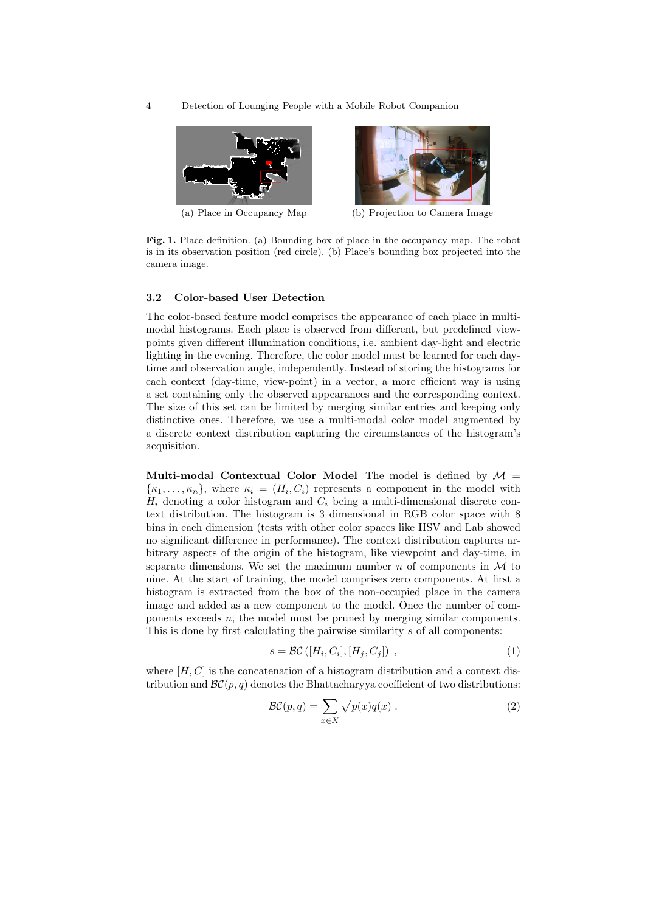(a) Place in Occupancy Map

(b) Projection to Camera Image

**Fig. 1.** Place definition. (a) Bounding box of place in the occupancy map. The robot is in its observation position (red circle). (b) Place's bounding box projected into the camera image.

### 3.2 Color-based User Detection

The color-based feature model comprises the appearance of each place in multi-modal histograms. Each place is observed from different, but predefined view-points given different illumination conditions, i.e. ambient day-light and electric lighting in the evening. Therefore, the color model must be learned for each day-time and observation angle, independently. Instead of storing the histograms for each context (day-time, view-point) in a vector, a more efficient way is using a set containing only the observed appearances and the corresponding context. The size of this set can be limited by merging similar entries and keeping only distinctive ones. Therefore, we use a multi-modal color model augmented by a discrete context distribution capturing the circumstances of the histogram's acquisition.

**Multi-modal Contextual Color Model** The model is defined by $\mathcal{M} = \{\kappa_1, \ldots, \kappa_n\}$, where $\kappa_i = (H_i, C_i)$ represents a component in the model with $H_i$ denoting a color histogram and $C_i$ being a multi-dimensional discrete context distribution. The histogram is 3 dimensional in RGB color space with 8 bins in each dimension (tests with other color spaces like HSV and Lab showed no significant difference in performance). The context distribution captures arbitrary aspects of the origin of the histogram, like viewpoint and day-time, in separate dimensions. We set the maximum number $n$ of components in $\mathcal{M}$ to nine. At the start of training, the model comprises zero components. At first a histogram is extracted from the box of the non-occupied place in the camera image and added as a new component to the model. Once the number of components exceeds $n$, the model must be pruned by merging similar components. This is done by first calculating the pairwise similarity $s$ of all components:

$$s = \mathcal{BC}\left([H_i, C_i], [H_j, C_j]\right) \; , \tag{1}$$

where $[H, C]$ is the concatenation of a histogram distribution and a context distribution and $\mathcal{BC}(p, q)$ denotes the Bhattacharyya coefficient of two distributions:

$$\mathcal{BC}(p, q) = \sum_{x \in X} \sqrt{p(x)q(x)} \; . \tag{2}$$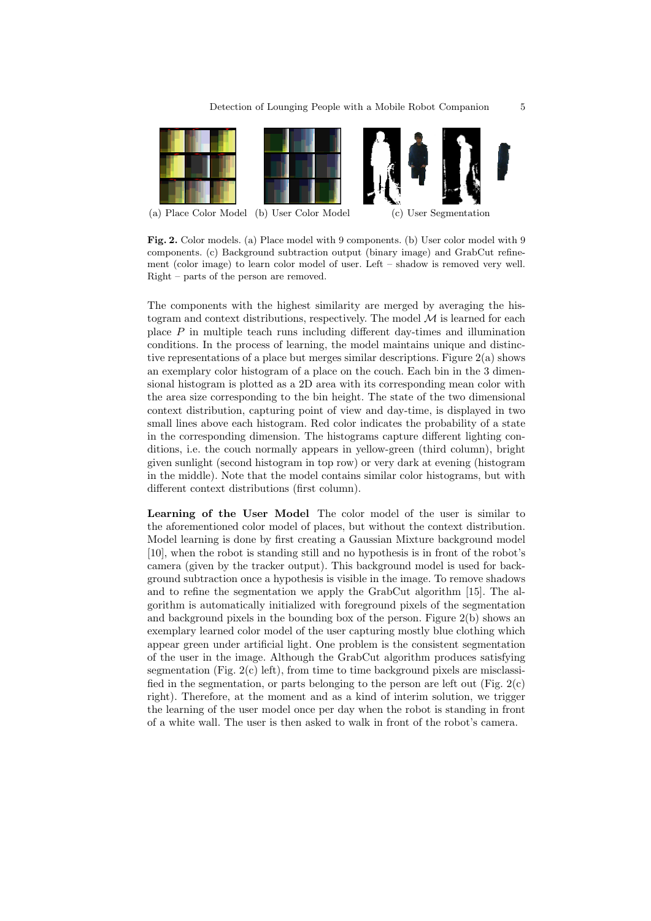(a) Place Color Model (b) User Color Model (c) User Segmentation

**Fig. 2.** Color models. (a) Place model with 9 components. (b) User color model with 9 components. (c) Background subtraction output (binary image) and GrabCut refinement (color image) to learn color model of user. Left – shadow is removed very well. Right – parts of the person are removed.

The components with the highest similarity are merged by averaging the histogram and context distributions, respectively. The model $\mathcal{M}$ is learned for each place $P$ in multiple teach runs including different day-times and illumination conditions. In the process of learning, the model maintains unique and distinctive representations of a place but merges similar descriptions. Figure 2(a) shows an exemplary color histogram of a place on the couch. Each bin in the 3 dimensional histogram is plotted as a 2D area with its corresponding mean color with the area size corresponding to the bin height. The state of the two dimensional context distribution, capturing point of view and day-time, is displayed in two small lines above each histogram. Red color indicates the probability of a state in the corresponding dimension. The histograms capture different lighting conditions, i.e. the couch normally appears in yellow-green (third column), bright given sunlight (second histogram in top row) or very dark at evening (histogram in the middle). Note that the model contains similar color histograms, but with different context distributions (first column).

**Learning of the User Model** The color model of the user is similar to the aforementioned color model of places, but without the context distribution. Model learning is done by first creating a Gaussian Mixture background model [10], when the robot is standing still and no hypothesis is in front of the robot's camera (given by the tracker output). This background model is used for background subtraction once a hypothesis is visible in the image. To remove shadows and to refine the segmentation we apply the GrabCut algorithm [15]. The algorithm is automatically initialized with foreground pixels of the segmentation and background pixels in the bounding box of the person. Figure 2(b) shows an exemplary learned color model of the user capturing mostly blue clothing which appear green under artificial light. One problem is the consistent segmentation of the user in the image. Although the GrabCut algorithm produces satisfying segmentation (Fig. 2(c) left), from time to time background pixels are misclassified in the segmentation, or parts belonging to the person are left out (Fig. 2(c) right). Therefore, at the moment and as a kind of interim solution, we trigger the learning of the user model once per day when the robot is standing in front of a white wall. The user is then asked to walk in front of the robot's camera.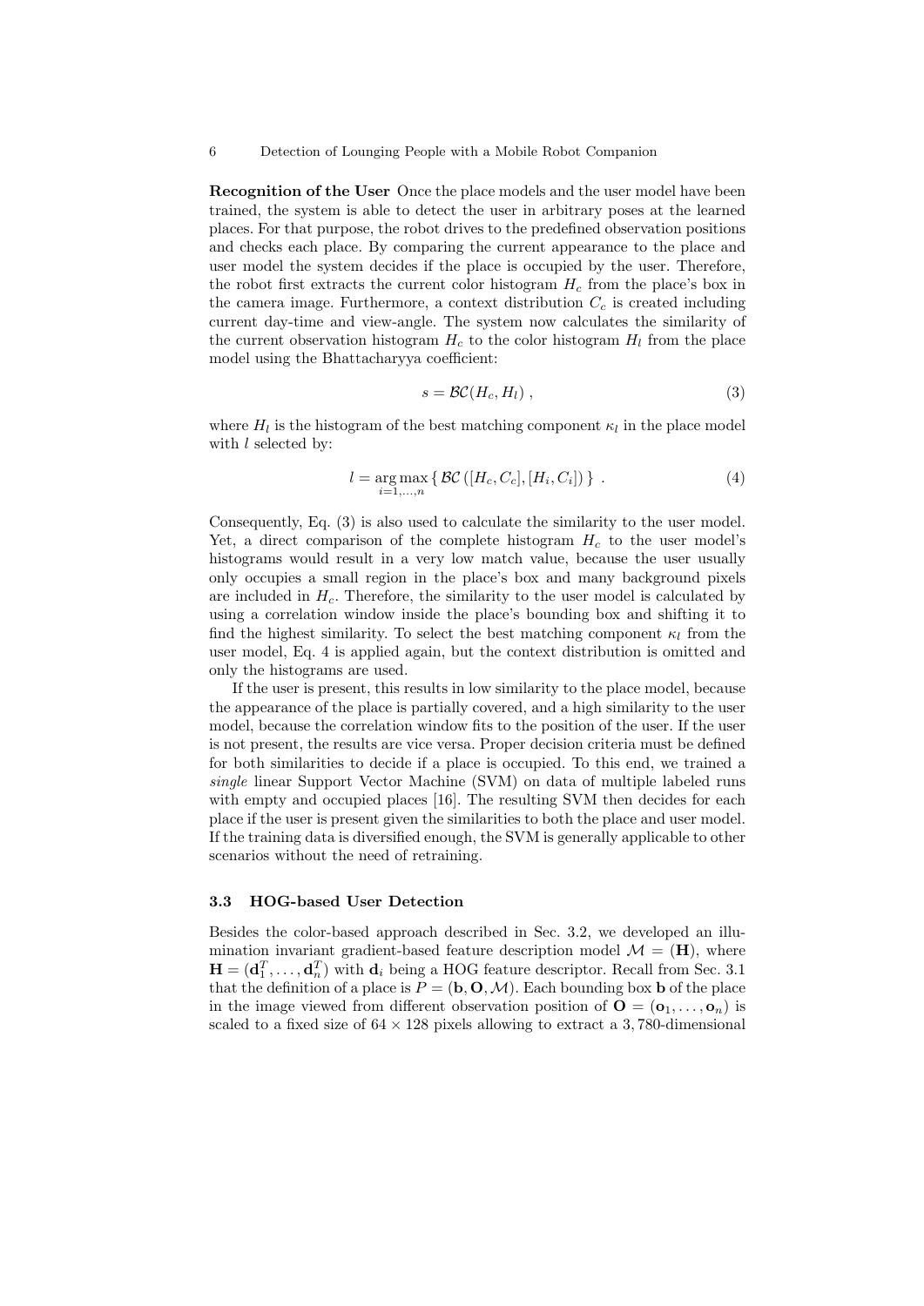**Recognition of the User** Once the place models and the user model have been trained, the system is able to detect the user in arbitrary poses at the learned places. For that purpose, the robot drives to the predefined observation positions and checks each place. By comparing the current appearance to the place and user model the system decides if the place is occupied by the user. Therefore, the robot first extracts the current color histogram $H_c$ from the place's box in the camera image. Furthermore, a context distribution $C_c$ is created including current day-time and view-angle. The system now calculates the similarity of the current observation histogram $H_c$ to the color histogram $H_l$ from the place model using the Bhattacharyya coefficient:

$$s = \mathcal{BC}(H_c, H_l) \;, \tag{3}$$

where $H_l$ is the histogram of the best matching component $\kappa_l$ in the place model with $l$ selected by:

$$l = \underset{i=1,\ldots,n}{\arg\max} \left\{ \mathcal{BC}\left([H_c, C_c], [H_i, C_i]\right) \right\} \;. \tag{4}$$

Consequently, Eq. (3) is also used to calculate the similarity to the user model. Yet, a direct comparison of the complete histogram $H_c$ to the user model's histograms would result in a very low match value, because the user usually only occupies a small region in the place's box and many background pixels are included in $H_c$. Therefore, the similarity to the user model is calculated by using a correlation window inside the place's bounding box and shifting it to find the highest similarity. To select the best matching component $\kappa_l$ from the user model, Eq. 4 is applied again, but the context distribution is omitted and only the histograms are used.

If the user is present, this results in low similarity to the place model, because the appearance of the place is partially covered, and a high similarity to the user model, because the correlation window fits to the position of the user. If the user is not present, the results are vice versa. Proper decision criteria must be defined for both similarities to decide if a place is occupied. To this end, we trained a *single* linear Support Vector Machine (SVM) on data of multiple labeled runs with empty and occupied places [16]. The resulting SVM then decides for each place if the user is present given the similarities to both the place and user model. If the training data is diversified enough, the SVM is generally applicable to other scenarios without the need of retraining.

### 3.3 HOG-based User Detection

Besides the color-based approach described in Sec. 3.2, we developed an illumination invariant gradient-based feature description model $\mathcal{M} = (\mathbf{H})$, where $\mathbf{H} = (\mathbf{d}_1^T, \ldots, \mathbf{d}_n^T)$ with $\mathbf{d}_i$ being a HOG feature descriptor. Recall from Sec. 3.1 that the definition of a place is $P = (\mathbf{b}, \mathbf{O}, \mathcal{M})$. Each bounding box $\mathbf{b}$ of the place in the image viewed from different observation position of $\mathbf{O} = (\mathbf{o}_1, \ldots, \mathbf{o}_n)$ is scaled to a fixed size of $64 \times 128$ pixels allowing to extract a 3,780-dimensional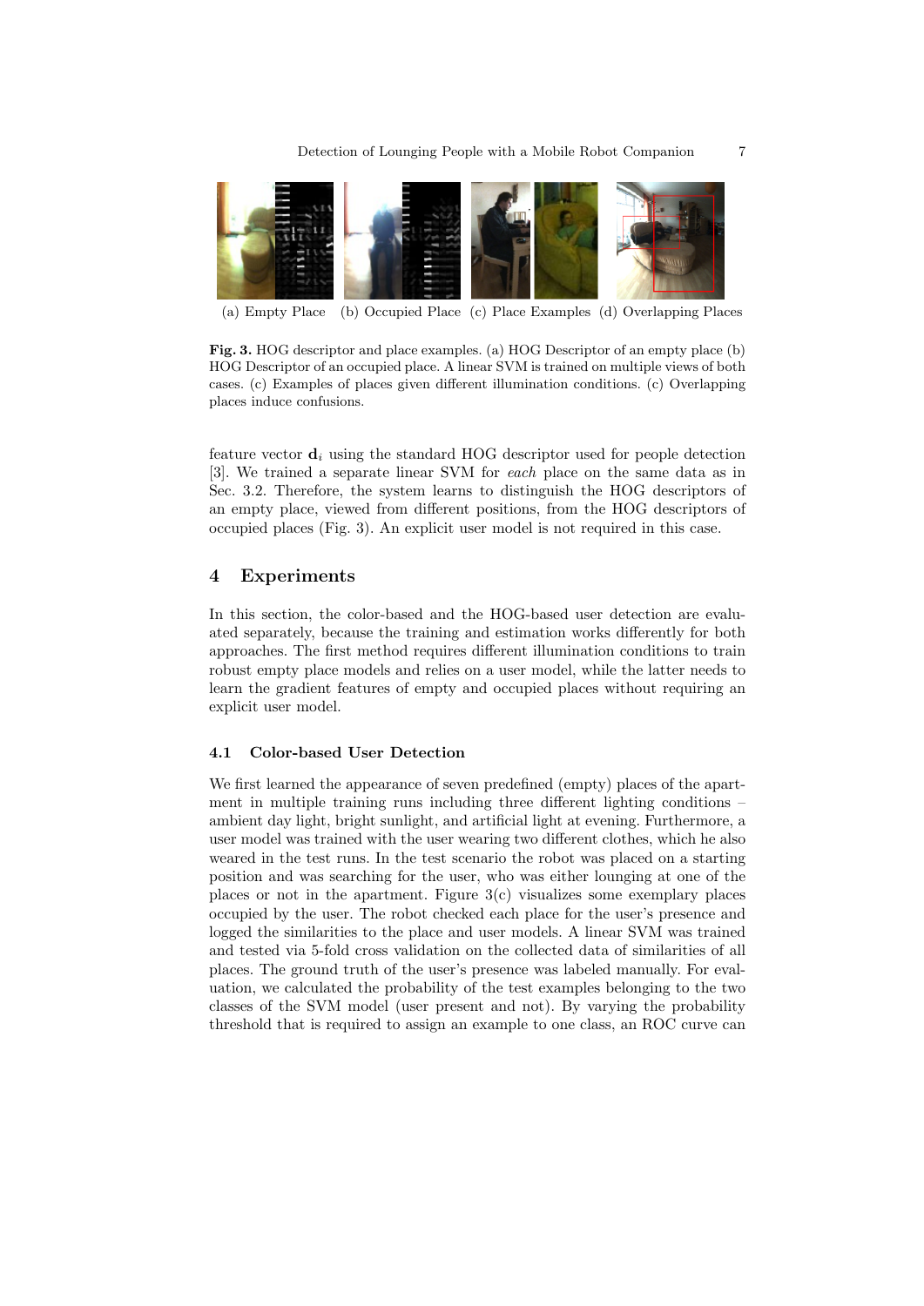(a) Empty Place (b) Occupied Place (c) Place Examples (d) Overlapping Places

**Fig. 3.** HOG descriptor and place examples. (a) HOG Descriptor of an empty place (b) HOG Descriptor of an occupied place. A linear SVM is trained on multiple views of both cases. (c) Examples of places given different illumination conditions. (c) Overlapping places induce confusions.

feature vector $\mathbf{d}_i$ using the standard HOG descriptor used for people detection [3]. We trained a separate linear SVM for *each* place on the same data as in Sec. 3.2. Therefore, the system learns to distinguish the HOG descriptors of an empty place, viewed from different positions, from the HOG descriptors of occupied places (Fig. 3). An explicit user model is not required in this case.

## 4 Experiments

In this section, the color-based and the HOG-based user detection are evaluated separately, because the training and estimation works differently for both approaches. The first method requires different illumination conditions to train robust empty place models and relies on a user model, while the latter needs to learn the gradient features of empty and occupied places without requiring an explicit user model.

### 4.1 Color-based User Detection

We first learned the appearance of seven predefined (empty) places of the apartment in multiple training runs including three different lighting conditions – ambient day light, bright sunlight, and artificial light at evening. Furthermore, a user model was trained with the user wearing two different clothes, which he also weared in the test runs. In the test scenario the robot was placed on a starting position and was searching for the user, who was either lounging at one of the places or not in the apartment. Figure 3(c) visualizes some exemplary places occupied by the user. The robot checked each place for the user's presence and logged the similarities to the place and user models. A linear SVM was trained and tested via 5-fold cross validation on the collected data of similarities of all places. The ground truth of the user's presence was labeled manually. For evaluation, we calculated the probability of the test examples belonging to the two classes of the SVM model (user present and not). By varying the probability threshold that is required to assign an example to one class, an ROC curve can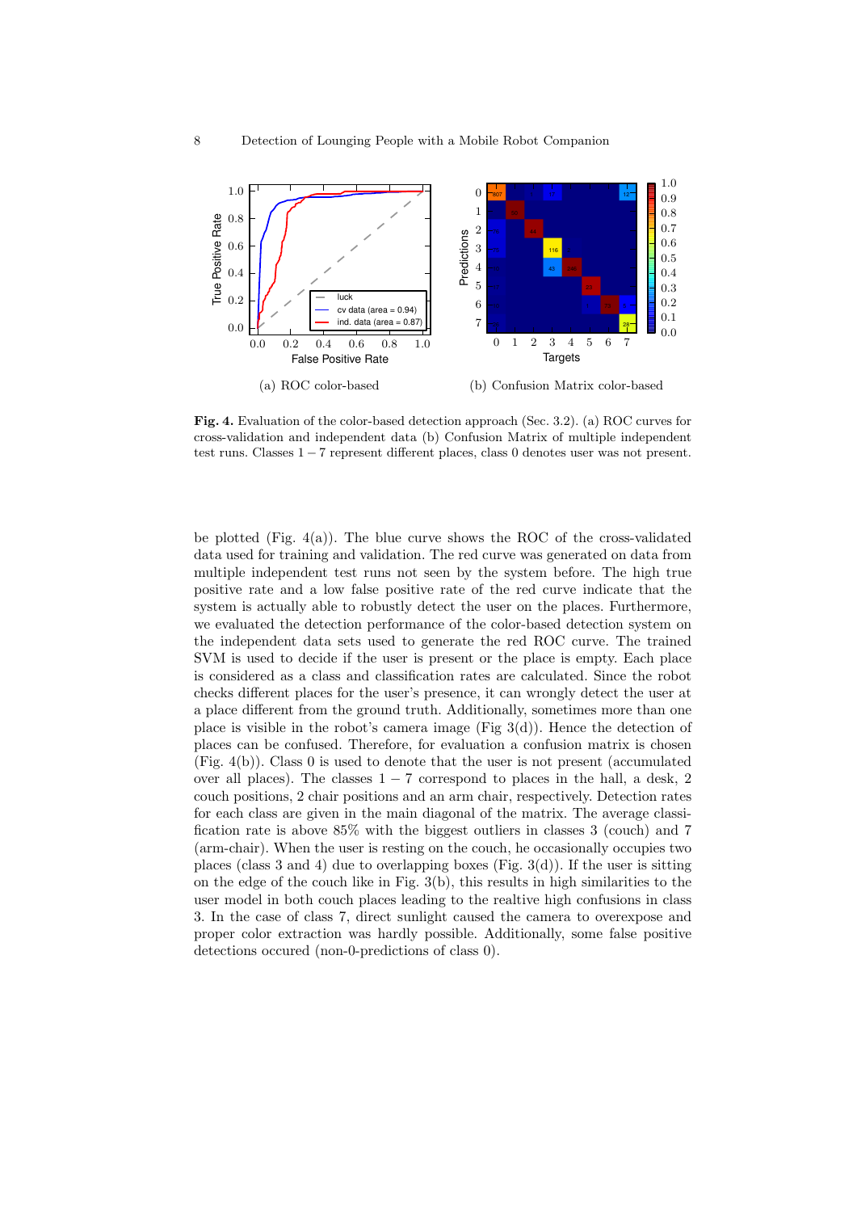(a) ROC color-based

(b) Confusion Matrix color-based

**Fig. 4.** Evaluation of the color-based detection approach (Sec. 3.2). (a) ROC curves for cross-validation and independent data (b) Confusion Matrix of multiple independent test runs. Classes $1-7$ represent different places, class 0 denotes user was not present.

be plotted (Fig. 4(a)). The blue curve shows the ROC of the cross-validated data used for training and validation. The red curve was generated on data from multiple independent test runs not seen by the system before. The high true positive rate and a low false positive rate of the red curve indicate that the system is actually able to robustly detect the user on the places. Furthermore, we evaluated the detection performance of the color-based detection system on the independent data sets used to generate the red ROC curve. The trained SVM is used to decide if the user is present or the place is empty. Each place is considered as a class and classification rates are calculated. Since the robot checks different places for the user's presence, it can wrongly detect the user at a place different from the ground truth. Additionally, sometimes more than one place is visible in the robot's camera image (Fig 3(d)). Hence the detection of places can be confused. Therefore, for evaluation a confusion matrix is chosen (Fig. 4(b)). Class 0 is used to denote that the user is not present (accumulated over all places). The classes $1-7$ correspond to places in the hall, a desk, 2 couch positions, 2 chair positions and an arm chair, respectively. Detection rates for each class are given in the main diagonal of the matrix. The average classification rate is above 85% with the biggest outliers in classes 3 (couch) and 7 (arm-chair). When the user is resting on the couch, he occasionally occupies two places (class 3 and 4) due to overlapping boxes (Fig. 3(d)). If the user is sitting on the edge of the couch like in Fig. 3(b), this results in high similarities to the user model in both couch places leading to the realtive high confusions in class 3. In the case of class 7, direct sunlight caused the camera to overexpose and proper color extraction was hardly possible. Additionally, some false positive detections occured (non-0-predictions of class 0).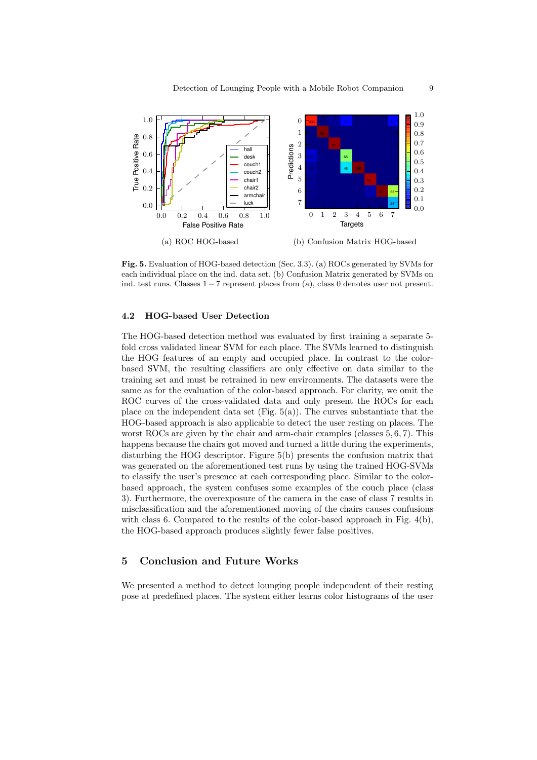(a) ROC HOG-based

(b) Confusion Matrix HOG-based

**Fig. 5.** Evaluation of HOG-based detection (Sec. 3.3). (a) ROCs generated by SVMs for each individual place on the ind. data set. (b) Confusion Matrix generated by SVMs on ind. test runs. Classes $1 - 7$ represent places from (a), class 0 denotes user not present.

### 4.2 HOG-based User Detection

The HOG-based detection method was evaluated by first training a separate 5-fold cross validated linear SVM for each place. The SVMs learned to distinguish the HOG features of an empty and occupied place. In contrast to the color-based SVM, the resulting classifiers are only effective on data similar to the training set and must be retrained in new environments. The datasets were the same as for the evaluation of the color-based approach. For clarity, we omit the ROC curves of the cross-validated data and only present the ROCs for each place on the independent data set (Fig. 5(a)). The curves substantiate that the HOG-based approach is also applicable to detect the user resting on places. The worst ROCs are given by the chair and arm-chair examples (classes $5, 6, 7$). This happens because the chairs got moved and turned a little during the experiments, disturbing the HOG descriptor. Figure 5(b) presents the confusion matrix that was generated on the aforementioned test runs by using the trained HOG-SVMs to classify the user's presence at each corresponding place. Similar to the color-based approach, the system confuses some examples of the couch place (class 3). Furthermore, the overexposure of the camera in the case of class 7 results in misclassification and the aforementioned moving of the chairs causes confusions with class 6. Compared to the results of the color-based approach in Fig. 4(b), the HOG-based approach produces slightly fewer false positives.

## 5 Conclusion and Future Works

We presented a method to detect lounging people independent of their resting pose at predefined places. The system either learns color histograms of the user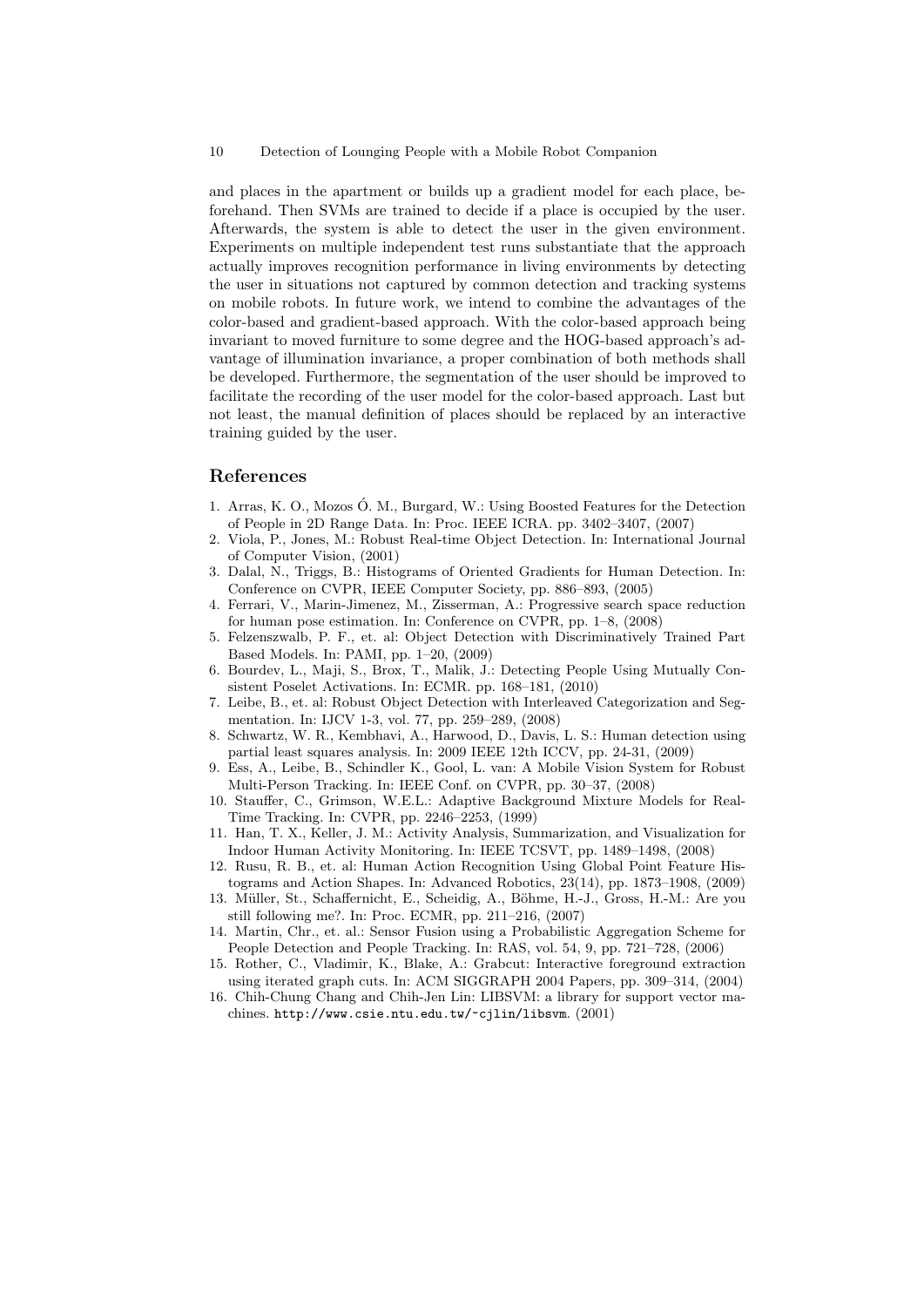and places in the apartment or builds up a gradient model for each place, beforehand. Then SVMs are trained to decide if a place is occupied by the user. Afterwards, the system is able to detect the user in the given environment. Experiments on multiple independent test runs substantiate that the approach actually improves recognition performance in living environments by detecting the user in situations not captured by common detection and tracking systems on mobile robots. In future work, we intend to combine the advantages of the color-based and gradient-based approach. With the color-based approach being invariant to moved furniture to some degree and the HOG-based approach's advantage of illumination invariance, a proper combination of both methods shall be developed. Furthermore, the segmentation of the user should be improved to facilitate the recording of the user model for the color-based approach. Last but not least, the manual definition of places should be replaced by an interactive training guided by the user.

## References

1. Arras, K. O., Mozos Ó. M., Burgard, W.: Using Boosted Features for the Detection of People in 2D Range Data. In: Proc. IEEE ICRA. pp. 3402–3407, (2007)
2. Viola, P., Jones, M.: Robust Real-time Object Detection. In: International Journal of Computer Vision, (2001)
3. Dalal, N., Triggs, B.: Histograms of Oriented Gradients for Human Detection. In: Conference on CVPR, IEEE Computer Society, pp. 886–893, (2005)
4. Ferrari, V., Marin-Jimenez, M., Zisserman, A.: Progressive search space reduction for human pose estimation. In: Conference on CVPR, pp. 1–8, (2008)
5. Felzenszwalb, P. F., et. al: Object Detection with Discriminatively Trained Part Based Models. In: PAMI, pp. 1–20, (2009)
6. Bourdev, L., Maji, S., Brox, T., Malik, J.: Detecting People Using Mutually Consistent Poselet Activations. In: ECMR. pp. 168–181, (2010)
7. Leibe, B., et. al: Robust Object Detection with Interleaved Categorization and Segmentation. In: IJCV 1-3, vol. 77, pp. 259–289, (2008)
8. Schwartz, W. R., Kembhavi, A., Harwood, D., Davis, L. S.: Human detection using partial least squares analysis. In: 2009 IEEE 12th ICCV, pp. 24-31, (2009)
9. Ess, A., Leibe, B., Schindler K., Gool, L. van: A Mobile Vision System for Robust Multi-Person Tracking. In: IEEE Conf. on CVPR, pp. 30–37, (2008)
10. Stauffer, C., Grimson, W.E.L.: Adaptive Background Mixture Models for Real-Time Tracking. In: CVPR, pp. 2246–2253, (1999)
11. Han, T. X., Keller, J. M.: Activity Analysis, Summarization, and Visualization for Indoor Human Activity Monitoring. In: IEEE TCSVT, pp. 1489–1498, (2008)
12. Rusu, R. B., et. al: Human Action Recognition Using Global Point Feature Histograms and Action Shapes. In: Advanced Robotics, 23(14), pp. 1873–1908, (2009)
13. Müller, St., Schaffernicht, E., Scheidig, A., Böhme, H.-J., Gross, H.-M.: Are you still following me?. In: Proc. ECMR, pp. 211–216, (2007)
14. Martin, Chr., et. al.: Sensor Fusion using a Probabilistic Aggregation Scheme for People Detection and People Tracking. In: RAS, vol. 54, 9, pp. 721–728, (2006)
15. Rother, C., Vladimir, K., Blake, A.: Grabcut: Interactive foreground extraction using iterated graph cuts. In: ACM SIGGRAPH 2004 Papers, pp. 309–314, (2004)
16. Chih-Chung Chang and Chih-Jen Lin: LIBSVM: a library for support vector machines. `http://www.csie.ntu.edu.tw/~cjlin/libsvm`. (2001)